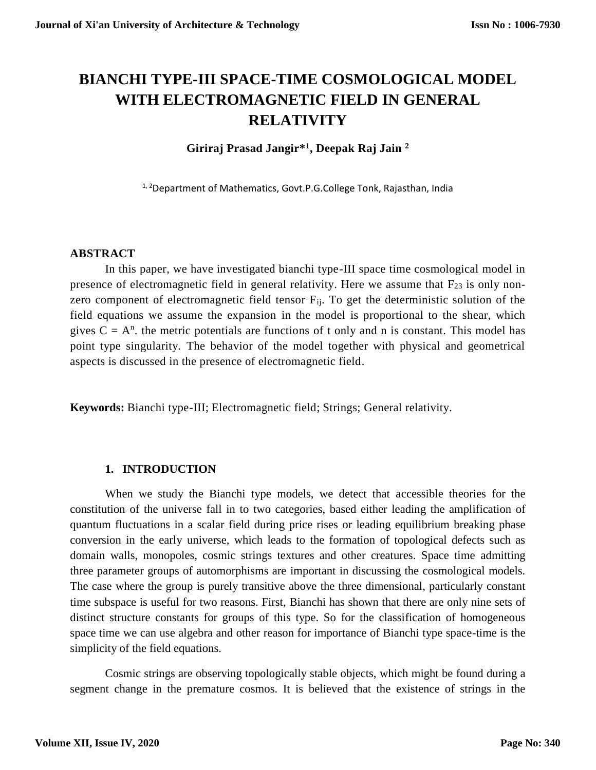# BIANCHI TYPE-III SPACE-TIME COSMOLOGICAL MODEL WITH ELECTROMAGNETIC FIELD IN GENERAL RELATIVITY

**Giriraj Prasad Jangir*[1], Deepak Raj Jain [2]**

[1, 2]Department of Mathematics, Govt.P.G.College Tonk, Rajasthan, India

## ABSTRACT

In this paper, we have investigated bianchi type-III space time cosmological model in presence of electromagnetic field in general relativity. Here we assume that $F_{23}$ is only non-zero component of electromagnetic field tensor $F_{ij}$. To get the deterministic solution of the field equations we assume the expansion in the model is proportional to the shear, which gives $C = A^n$. the metric potentials are functions of t only and n is constant. This model has point type singularity. The behavior of the model together with physical and geometrical aspects is discussed in the presence of electromagnetic field.

**Keywords:** Bianchi type-III; Electromagnetic field; Strings; General relativity.

## 1. INTRODUCTION

When we study the Bianchi type models, we detect that accessible theories for the constitution of the universe fall in to two categories, based either leading the amplification of quantum fluctuations in a scalar field during price rises or leading equilibrium breaking phase conversion in the early universe, which leads to the formation of topological defects such as domain walls, monopoles, cosmic strings textures and other creatures. Space time admitting three parameter groups of automorphisms are important in discussing the cosmological models. The case where the group is purely transitive above the three dimensional, particularly constant time subspace is useful for two reasons. First, Bianchi has shown that there are only nine sets of distinct structure constants for groups of this type. So for the classification of homogeneous space time we can use algebra and other reason for importance of Bianchi type space-time is the simplicity of the field equations.

Cosmic strings are observing topologically stable objects, which might be found during a segment change in the premature cosmos. It is believed that the existence of strings in the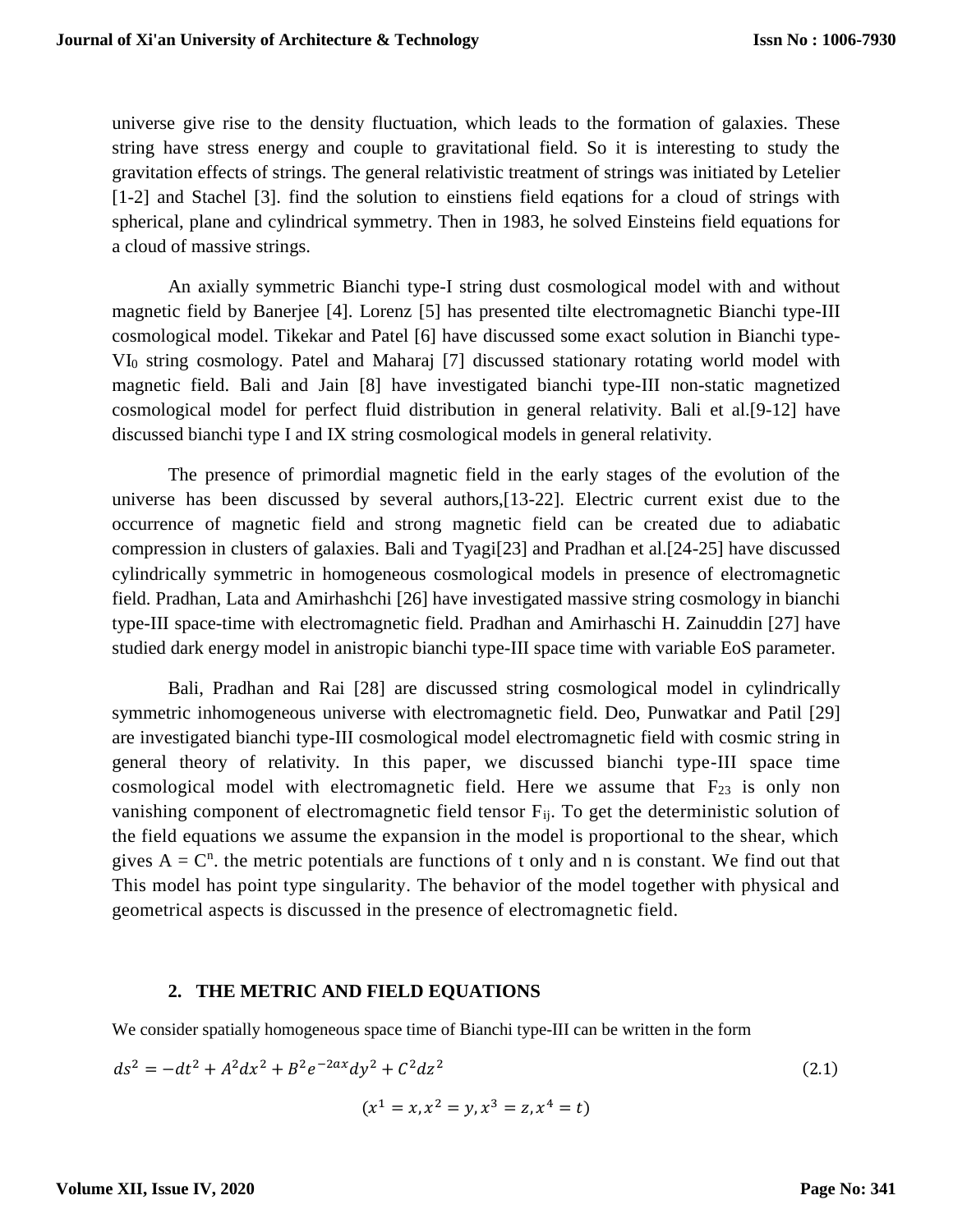universe give rise to the density fluctuation, which leads to the formation of galaxies. These string have stress energy and couple to gravitational field. So it is interesting to study the gravitation effects of strings. The general relativistic treatment of strings was initiated by Letelier [1-2] and Stachel [3]. find the solution to einstiens field eqations for a cloud of strings with spherical, plane and cylindrical symmetry. Then in 1983, he solved Einsteins field equations for a cloud of massive strings.

An axially symmetric Bianchi type-I string dust cosmological model with and without magnetic field by Banerjee [4]. Lorenz [5] has presented tilte electromagnetic Bianchi type-III cosmological model. Tikekar and Patel [6] have discussed some exact solution in Bianchi type-$VI_0$ string cosmology. Patel and Maharaj [7] discussed stationary rotating world model with magnetic field. Bali and Jain [8] have investigated bianchi type-III non-static magnetized cosmological model for perfect fluid distribution in general relativity. Bali et al.[9-12] have discussed bianchi type I and IX string cosmological models in general relativity.

The presence of primordial magnetic field in the early stages of the evolution of the universe has been discussed by several authors,[13-22]. Electric current exist due to the occurrence of magnetic field and strong magnetic field can be created due to adiabatic compression in clusters of galaxies. Bali and Tyagi[23] and Pradhan et al.[24-25] have discussed cylindrically symmetric in homogeneous cosmological models in presence of electromagnetic field. Pradhan, Lata and Amirhashchi [26] have investigated massive string cosmology in bianchi type-III space-time with electromagnetic field. Pradhan and Amirhaschi H. Zainuddin [27] have studied dark energy model in anistropic bianchi type-III space time with variable EoS parameter.

Bali, Pradhan and Rai [28] are discussed string cosmological model in cylindrically symmetric inhomogeneous universe with electromagnetic field. Deo, Punwatkar and Patil [29] are investigated bianchi type-III cosmological model electromagnetic field with cosmic string in general theory of relativity. In this paper, we discussed bianchi type-III space time cosmological model with electromagnetic field. Here we assume that $F_{23}$ is only non vanishing component of electromagnetic field tensor $F_{ij}$. To get the deterministic solution of the field equations we assume the expansion in the model is proportional to the shear, which gives $A = C^n$. the metric potentials are functions of t only and n is constant. We find out that This model has point type singularity. The behavior of the model together with physical and geometrical aspects is discussed in the presence of electromagnetic field.

## 2. THE METRIC AND FIELD EQUATIONS

We consider spatially homogeneous space time of Bianchi type-III can be written in the form

$$ds^2 = -dt^2 + A^2dx^2 + B^2e^{-2ax}dy^2 + C^2dz^2 \tag{2.1}$$

$$(x^1 = x, x^2 = y, x^3 = z, x^4 = t)$$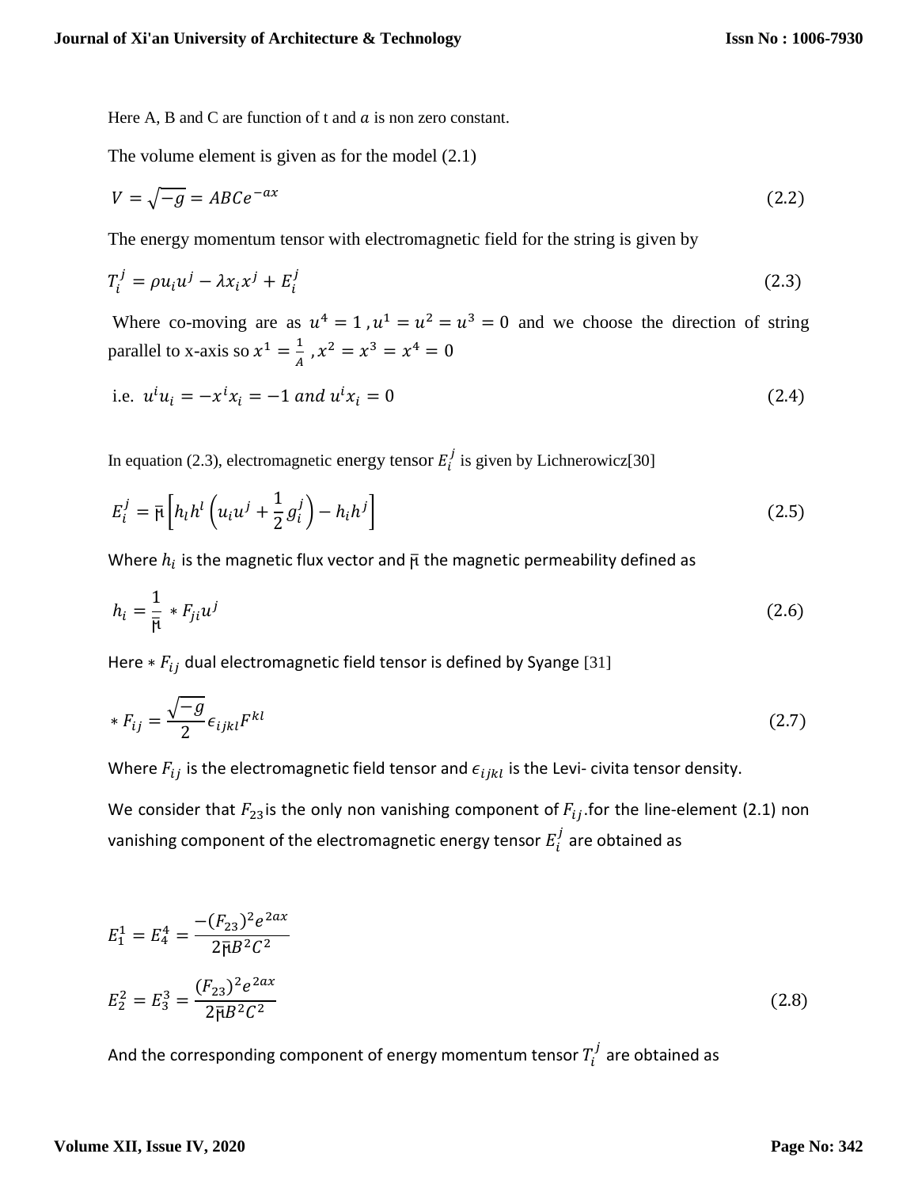Here A, B and C are function of t and $a$ is non zero constant.

The volume element is given as for the model (2.1)

$$V = \sqrt{-g} = ABCe^{-ax} \tag{2.2}$$

The energy momentum tensor with electromagnetic field for the string is given by

$$T_i^j = \rho u_i u^j - \lambda x_i x^j + E_i^j \tag{2.3}$$

Where co-moving are as $u^4 = 1\,, u^1 = u^2 = u^3 = 0$ and we choose the direction of string parallel to x-axis so $x^1 = \frac{1}{A}\,, x^2 = x^3 = x^4 = 0$

$$\text{i.e. } u^i u_i = -x^i x_i = -1 \text{ and } u^i x_i = 0 \tag{2.4}$$

In equation (2.3), electromagnetic energy tensor $E_i^j$ is given by Lichnerowicz[30]

$$E_i^j = \bar{\mu}\left[h_l h^l \left(u_i u^j + \frac{1}{2} g_i^j\right) - h_i h^j\right] \tag{2.5}$$

Where $h_i$ is the magnetic flux vector and $\bar{\mu}$ the magnetic permeability defined as

$$h_i = \frac{1}{\bar{\mu}} * F_{ji} u^j \tag{2.6}$$

Here $*F_{ij}$ dual electromagnetic field tensor is defined by Syange [31]

$$*F_{ij} = \frac{\sqrt{-g}}{2} \epsilon_{ijkl} F^{kl} \tag{2.7}$$

Where $F_{ij}$ is the electromagnetic field tensor and $\epsilon_{ijkl}$ is the Levi- civita tensor density.

We consider that $F_{23}$ is the only non vanishing component of $F_{ij}$.for the line-element (2.1) non vanishing component of the electromagnetic energy tensor $E_i^j$ are obtained as

$$E_1^1 = E_4^4 = \frac{-(F_{23})^2 e^{2ax}}{2\bar{\mu} B^2 C^2}$$

$$E_2^2 = E_3^3 = \frac{(F_{23})^2 e^{2ax}}{2\bar{\mu} B^2 C^2} \tag{2.8}$$

And the corresponding component of energy momentum tensor $T_i^j$ are obtained as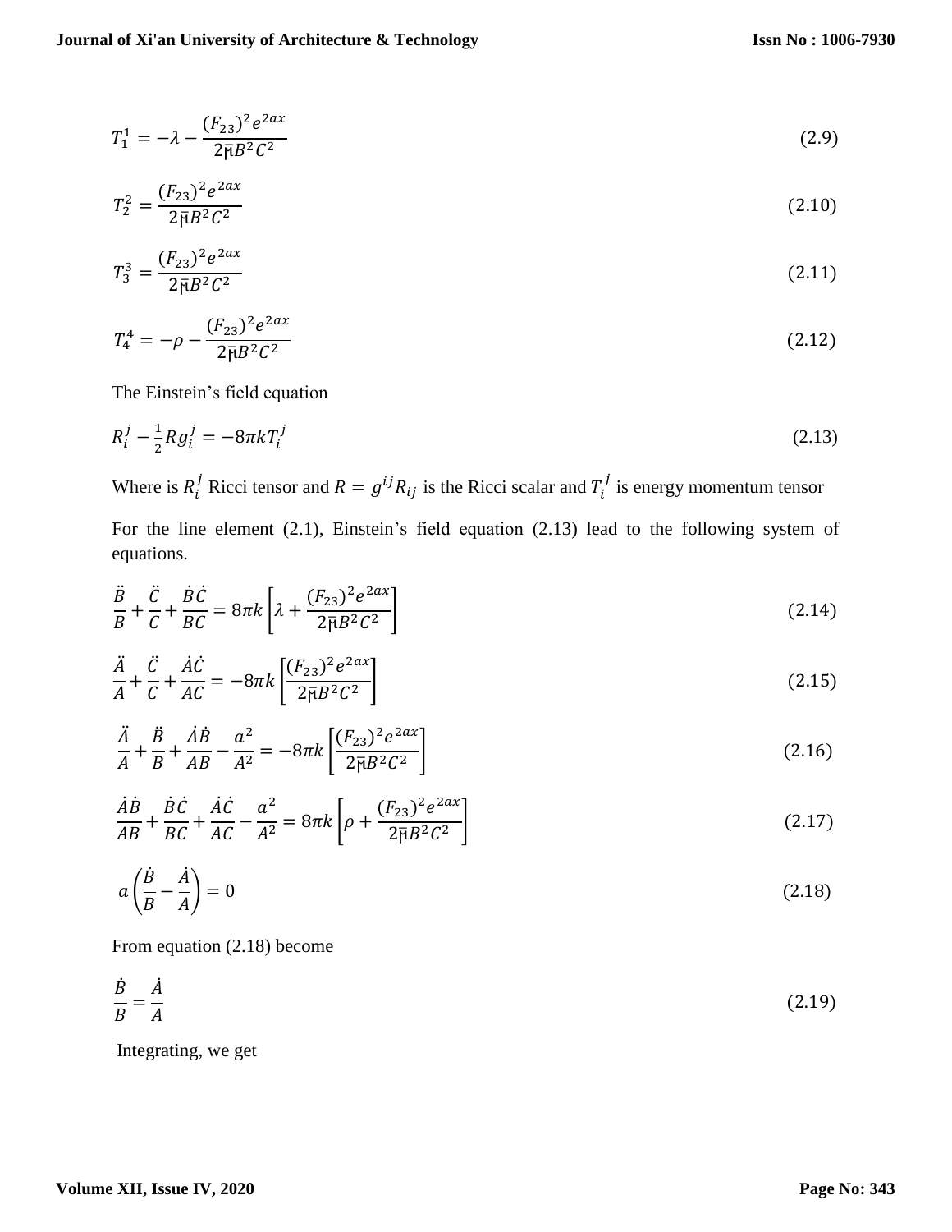$$T_1^1 = -\lambda - \frac{(F_{23})^2 e^{2ax}}{2\bar{\mu} B^2 C^2} \tag{2.9}$$

$$T_2^2 = \frac{(F_{23})^2 e^{2ax}}{2\bar{\mu} B^2 C^2} \tag{2.10}$$

$$T_3^3 = \frac{(F_{23})^2 e^{2ax}}{2\bar{\mu} B^2 C^2} \tag{2.11}$$

$$T_4^4 = -\rho - \frac{(F_{23})^2 e^{2ax}}{2\bar{\mu} B^2 C^2} \tag{2.12}$$

The Einstein's field equation

$$R_i^j - \frac{1}{2} R g_i^j = -8\pi k T_i^j \tag{2.13}$$

Where is $R_i^j$ Ricci tensor and $R = g^{ij} R_{ij}$ is the Ricci scalar and $T_i^j$ is energy momentum tensor

For the line element (2.1), Einstein's field equation (2.13) lead to the following system of equations.

$$\frac{\ddot{B}}{B} + \frac{\ddot{C}}{C} + \frac{\dot{B}\dot{C}}{BC} = 8\pi k \left[ \lambda + \frac{(F_{23})^2 e^{2ax}}{2\bar{\mu} B^2 C^2} \right] \tag{2.14}$$

$$\frac{\ddot{A}}{A} + \frac{\ddot{C}}{C} + \frac{\dot{A}\dot{C}}{AC} = -8\pi k \left[ \frac{(F_{23})^2 e^{2ax}}{2\bar{\mu} B^2 C^2} \right] \tag{2.15}$$

$$\frac{\ddot{A}}{A} + \frac{\ddot{B}}{B} + \frac{\dot{A}\dot{B}}{AB} - \frac{a^2}{A^2} = -8\pi k \left[ \frac{(F_{23})^2 e^{2ax}}{2\bar{\mu} B^2 C^2} \right] \tag{2.16}$$

$$\frac{\dot{A}\dot{B}}{AB} + \frac{\dot{B}\dot{C}}{BC} + \frac{\dot{A}\dot{C}}{AC} - \frac{a^2}{A^2} = 8\pi k \left[ \rho + \frac{(F_{23})^2 e^{2ax}}{2\bar{\mu} B^2 C^2} \right] \tag{2.17}$$

$$a\left( \frac{\dot{B}}{B} - \frac{\dot{A}}{A} \right) = 0 \tag{2.18}$$

From equation (2.18) become

$$\frac{\dot{B}}{B} = \frac{\dot{A}}{A} \tag{2.19}$$

Integrating, we get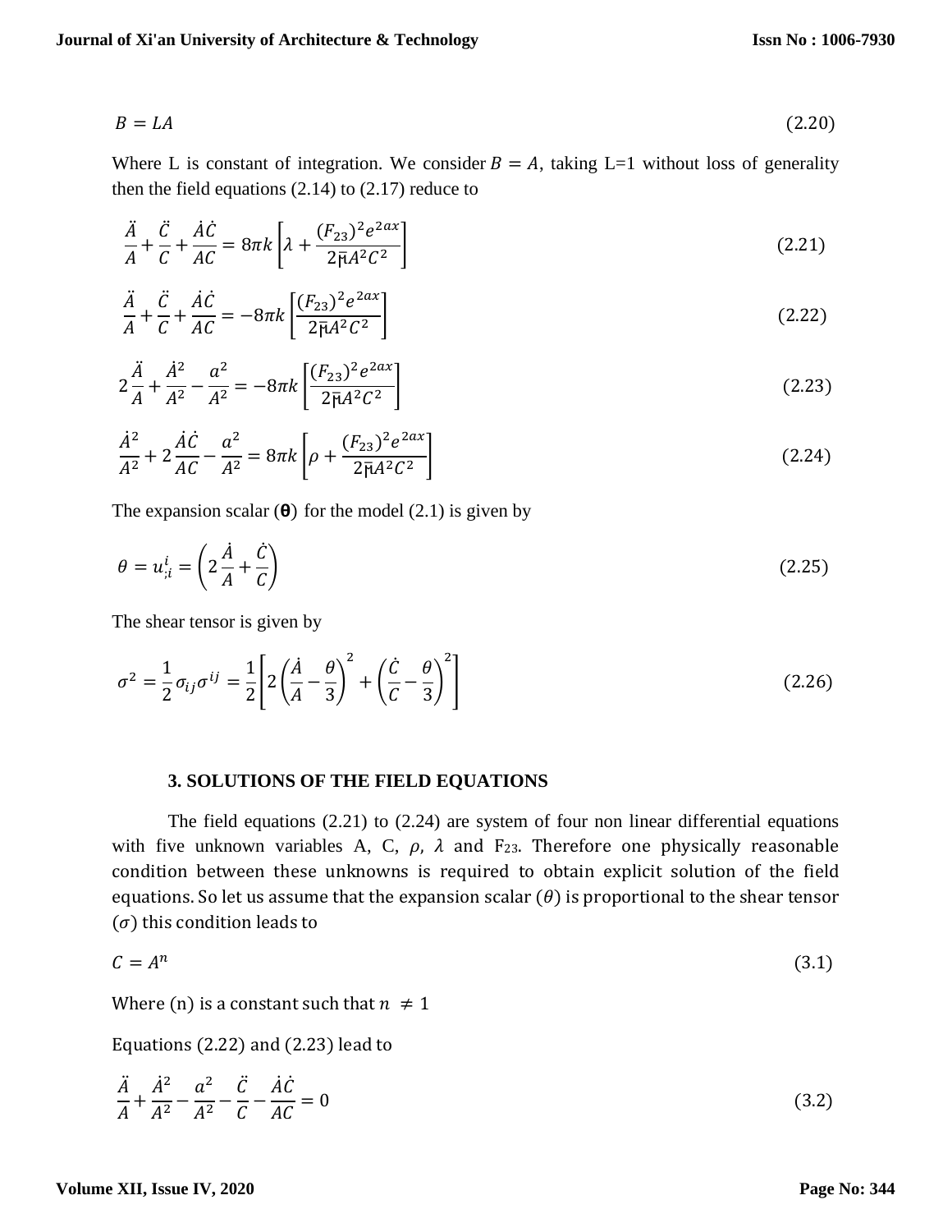$$B = LA \tag{2.20}$$

Where L is constant of integration. We consider $B = A$, taking L=1 without loss of generality then the field equations (2.14) to (2.17) reduce to

$$\frac{\ddot{A}}{A}+\frac{\ddot{C}}{C}+\frac{\dot{A}\dot{C}}{AC} = 8\pi k\left[\lambda+\frac{(F_{23})^2 e^{2ax}}{2\bar{\mu}A^2C^2}\right] \tag{2.21}$$

$$\frac{\ddot{A}}{A}+\frac{\ddot{C}}{C}+\frac{\dot{A}\dot{C}}{AC} = -8\pi k\left[\frac{(F_{23})^2 e^{2ax}}{2\bar{\mu}A^2C^2}\right] \tag{2.22}$$

$$2\frac{\ddot{A}}{A}+\frac{\dot{A}^2}{A^2}-\frac{a^2}{A^2} = -8\pi k\left[\frac{(F_{23})^2 e^{2ax}}{2\bar{\mu}A^2C^2}\right] \tag{2.23}$$

$$\frac{\dot{A}^2}{A^2}+2\frac{\dot{A}\dot{C}}{AC}-\frac{a^2}{A^2} = 8\pi k\left[\rho+\frac{(F_{23})^2 e^{2ax}}{2\bar{\mu}A^2C^2}\right] \tag{2.24}$$

The expansion scalar ($\boldsymbol{\theta}$) for the model (2.1) is given by

$$\theta = u^i_{;i} = \left(2\frac{\dot{A}}{A}+\frac{\dot{C}}{C}\right) \tag{2.25}$$

The shear tensor is given by

$$\sigma^2 = \frac{1}{2}\sigma_{ij}\sigma^{ij} = \frac{1}{2}\left[2\left(\frac{\dot{A}}{A}-\frac{\theta}{3}\right)^2+\left(\frac{\dot{C}}{C}-\frac{\theta}{3}\right)^2\right] \tag{2.26}$$

## 3. SOLUTIONS OF THE FIELD EQUATIONS

The field equations (2.21) to (2.24) are system of four non linear differential equations with five unknown variables A, C, $\rho$, $\lambda$ and $F_{23}$. Therefore one physically reasonable condition between these unknowns is required to obtain explicit solution of the field equations. So let us assume that the expansion scalar ($\theta$) is proportional to the shear tensor ($\sigma$) this condition leads to

$$C = A^n \tag{3.1}$$

Where (n) is a constant such that $n \neq 1$

Equations (2.22) and (2.23) lead to

$$\frac{\ddot{A}}{A}+\frac{\dot{A}^2}{A^2}-\frac{a^2}{A^2}-\frac{\ddot{C}}{C}-\frac{\dot{A}\dot{C}}{AC} = 0 \tag{3.2}$$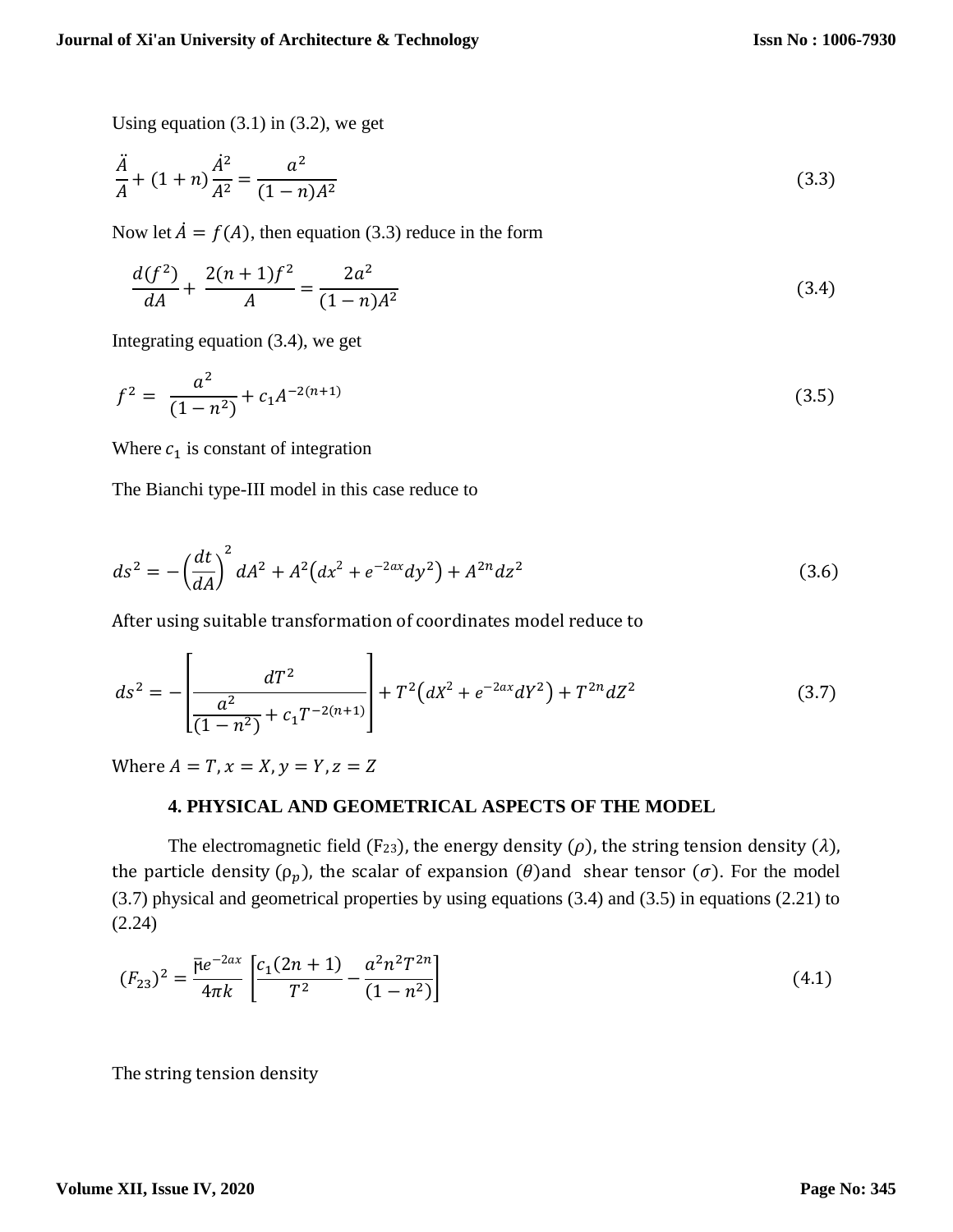Using equation (3.1) in (3.2), we get

$$\frac{\ddot{A}}{A} + (1+n)\frac{\dot{A}^2}{A^2} = \frac{a^2}{(1-n)A^2} \tag{3.3}$$

Now let $\dot{A} = f(A)$, then equation (3.3) reduce in the form

$$\frac{d(f^2)}{dA} + \frac{2(n+1)f^2}{A} = \frac{2a^2}{(1-n)A^2} \tag{3.4}$$

Integrating equation (3.4), we get

$$f^2 = \frac{a^2}{(1-n^2)} + c_1 A^{-2(n+1)} \tag{3.5}$$

Where $c_1$ is constant of integration

The Bianchi type-III model in this case reduce to

$$ds^2 = -\left(\frac{dt}{dA}\right)^2 dA^2 + A^2\left(dx^2 + e^{-2ax}dy^2\right) + A^{2n}dz^2 \tag{3.6}$$

After using suitable transformation of coordinates model reduce to

$$ds^2 = -\left[\frac{dT^2}{\frac{a^2}{(1-n^2)} + c_1 T^{-2(n+1)}}\right] + T^2\left(dX^2 + e^{-2ax}dY^2\right) + T^{2n}dZ^2 \tag{3.7}$$

Where $A = T, x = X, y = Y, z = Z$

### 4. PHYSICAL AND GEOMETRICAL ASPECTS OF THE MODEL

The electromagnetic field ($F_{23}$), the energy density ($\rho$), the string tension density ($\lambda$), the particle density ($\rho_p$), the scalar of expansion ($\theta$) and shear tensor ($\sigma$). For the model (3.7) physical and geometrical properties by using equations (3.4) and (3.5) in equations (2.21) to (2.24)

$$(F_{23})^2 = \frac{\bar{\mu}e^{-2ax}}{4\pi k}\left[\frac{c_1(2n+1)}{T^2} - \frac{a^2 n^2 T^{2n}}{(1-n^2)}\right] \tag{4.1}$$

The string tension density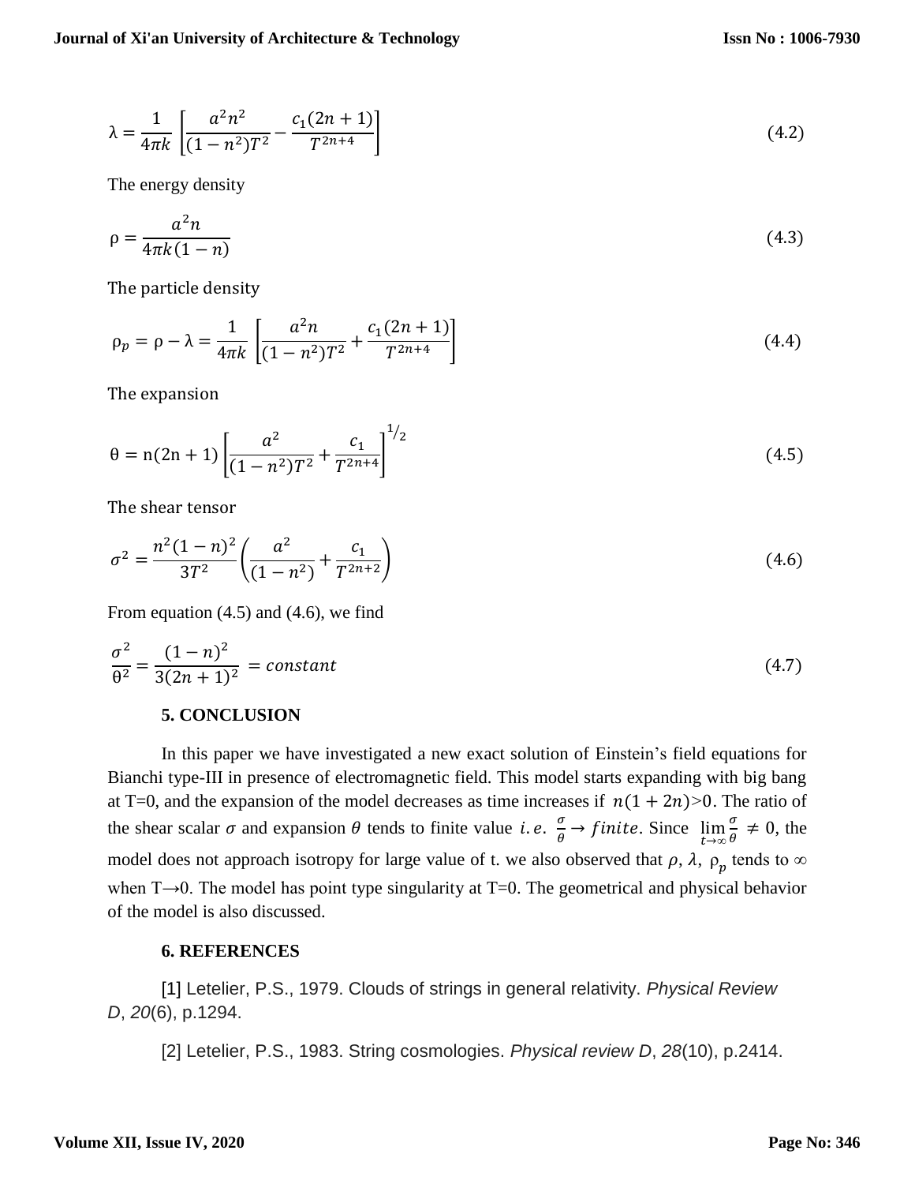$$\lambda = \frac{1}{4\pi k}\left[\frac{a^2 n^2}{(1-n^2)T^2} - \frac{c_1(2n+1)}{T^{2n+4}}\right] \tag{4.2}$$

The energy density

$$\rho = \frac{a^2 n}{4\pi k(1-n)} \tag{4.3}$$

The particle density

$$\rho_p = \rho - \lambda = \frac{1}{4\pi k}\left[\frac{a^2 n}{(1-n^2)T^2} + \frac{c_1(2n+1)}{T^{2n+4}}\right] \tag{4.4}$$

The expansion

$$\theta = \mathrm{n}(2\mathrm{n}+1)\left[\frac{a^2}{(1-n^2)T^2} + \frac{c_1}{T^{2n+4}}\right]^{1/2} \tag{4.5}$$

The shear tensor

$$\sigma^2 = \frac{n^2(1-n)^2}{3T^2}\left(\frac{a^2}{(1-n^2)} + \frac{c_1}{T^{2n+2}}\right) \tag{4.6}$$

From equation (4.5) and (4.6), we find

$$\frac{\sigma^2}{\theta^2} = \frac{(1-n)^2}{3(2n+1)^2} = constant \tag{4.7}$$

## 5. CONCLUSION

In this paper we have investigated a new exact solution of Einstein's field equations for Bianchi type-III in presence of electromagnetic field. This model starts expanding with big bang at T=0, and the expansion of the model decreases as time increases if $n(1+2n)>0$. The ratio of the shear scalar $\sigma$ and expansion $\theta$ tends to finite value $i.e.\ \frac{\sigma}{\theta} \to finite$. Since $\lim_{t\to\infty}\frac{\sigma}{\theta} \neq 0$, the model does not approach isotropy for large value of t. we also observed that $\rho$, $\lambda$, $\rho_p$ tends to $\infty$ when $T\to 0$. The model has point type singularity at T=0. The geometrical and physical behavior of the model is also discussed.

## 6. REFERENCES

[1] Letelier, P.S., 1979. Clouds of strings in general relativity. *Physical Review D*, *20*(6), p.1294.

[2] Letelier, P.S., 1983. String cosmologies. *Physical review D*, *28*(10), p.2414.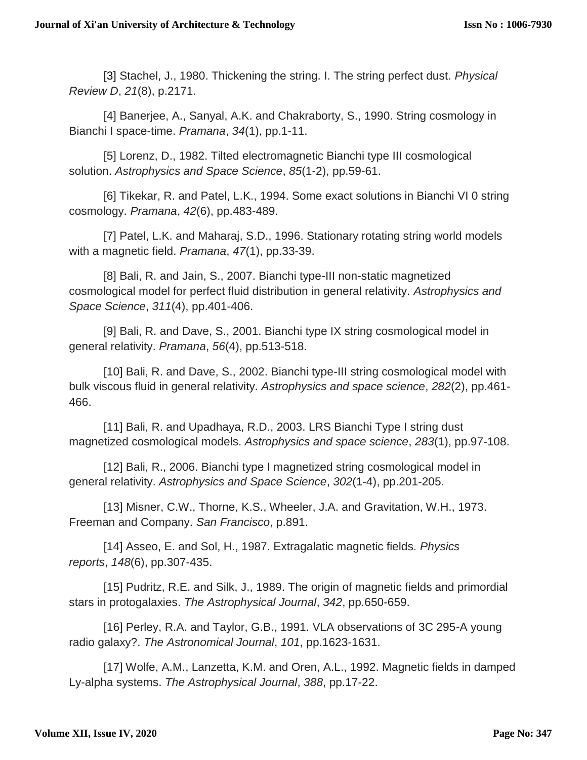[3] Stachel, J., 1980. Thickening the string. I. The string perfect dust. *Physical Review D*, *21*(8), p.2171.

[4] Banerjee, A., Sanyal, A.K. and Chakraborty, S., 1990. String cosmology in Bianchi I space-time. *Pramana*, *34*(1), pp.1-11.

[5] Lorenz, D., 1982. Tilted electromagnetic Bianchi type III cosmological solution. *Astrophysics and Space Science*, *85*(1-2), pp.59-61.

[6] Tikekar, R. and Patel, L.K., 1994. Some exact solutions in Bianchi VI 0 string cosmology. *Pramana*, *42*(6), pp.483-489.

[7] Patel, L.K. and Maharaj, S.D., 1996. Stationary rotating string world models with a magnetic field. *Pramana*, *47*(1), pp.33-39.

[8] Bali, R. and Jain, S., 2007. Bianchi type-III non-static magnetized cosmological model for perfect fluid distribution in general relativity. *Astrophysics and Space Science*, *311*(4), pp.401-406.

[9] Bali, R. and Dave, S., 2001. Bianchi type IX string cosmological model in general relativity. *Pramana*, *56*(4), pp.513-518.

[10] Bali, R. and Dave, S., 2002. Bianchi type-III string cosmological model with bulk viscous fluid in general relativity. *Astrophysics and space science*, *282*(2), pp.461-466.

[11] Bali, R. and Upadhaya, R.D., 2003. LRS Bianchi Type I string dust magnetized cosmological models. *Astrophysics and space science*, *283*(1), pp.97-108.

[12] Bali, R., 2006. Bianchi type I magnetized string cosmological model in general relativity. *Astrophysics and Space Science*, *302*(1-4), pp.201-205.

[13] Misner, C.W., Thorne, K.S., Wheeler, J.A. and Gravitation, W.H., 1973. Freeman and Company. *San Francisco*, p.891.

[14] Asseo, E. and Sol, H., 1987. Extragalatic magnetic fields. *Physics reports*, *148*(6), pp.307-435.

[15] Pudritz, R.E. and Silk, J., 1989. The origin of magnetic fields and primordial stars in protogalaxies. *The Astrophysical Journal*, *342*, pp.650-659.

[16] Perley, R.A. and Taylor, G.B., 1991. VLA observations of 3C 295-A young radio galaxy?. *The Astronomical Journal*, *101*, pp.1623-1631.

[17] Wolfe, A.M., Lanzetta, K.M. and Oren, A.L., 1992. Magnetic fields in damped Ly-alpha systems. *The Astrophysical Journal*, *388*, pp.17-22.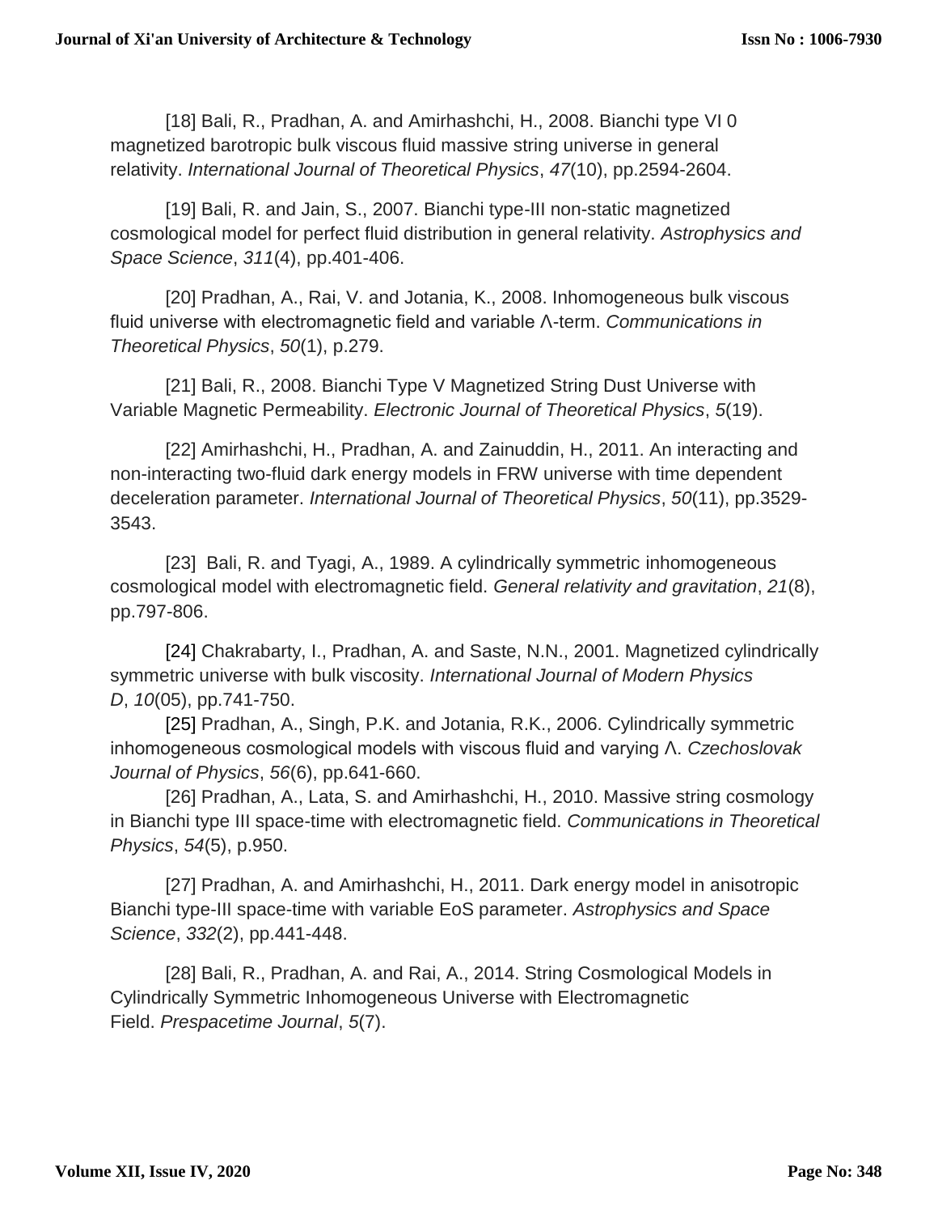[18] Bali, R., Pradhan, A. and Amirhashchi, H., 2008. Bianchi type VI 0 magnetized barotropic bulk viscous fluid massive string universe in general relativity. *International Journal of Theoretical Physics*, *47*(10), pp.2594-2604.

[19] Bali, R. and Jain, S., 2007. Bianchi type-III non-static magnetized cosmological model for perfect fluid distribution in general relativity. *Astrophysics and Space Science*, *311*(4), pp.401-406.

[20] Pradhan, A., Rai, V. and Jotania, K., 2008. Inhomogeneous bulk viscous fluid universe with electromagnetic field and variable Λ-term. *Communications in Theoretical Physics*, *50*(1), p.279.

[21] Bali, R., 2008. Bianchi Type V Magnetized String Dust Universe with Variable Magnetic Permeability. *Electronic Journal of Theoretical Physics*, *5*(19).

[22] Amirhashchi, H., Pradhan, A. and Zainuddin, H., 2011. An interacting and non-interacting two-fluid dark energy models in FRW universe with time dependent deceleration parameter. *International Journal of Theoretical Physics*, *50*(11), pp.3529-3543.

[23] Bali, R. and Tyagi, A., 1989. A cylindrically symmetric inhomogeneous cosmological model with electromagnetic field. *General relativity and gravitation*, *21*(8), pp.797-806.

[24] Chakrabarty, I., Pradhan, A. and Saste, N.N., 2001. Magnetized cylindrically symmetric universe with bulk viscosity. *International Journal of Modern Physics D*, *10*(05), pp.741-750.

[25] Pradhan, A., Singh, P.K. and Jotania, R.K., 2006. Cylindrically symmetric inhomogeneous cosmological models with viscous fluid and varying Λ. *Czechoslovak Journal of Physics*, *56*(6), pp.641-660.

[26] Pradhan, A., Lata, S. and Amirhashchi, H., 2010. Massive string cosmology in Bianchi type III space-time with electromagnetic field. *Communications in Theoretical Physics*, *54*(5), p.950.

[27] Pradhan, A. and Amirhashchi, H., 2011. Dark energy model in anisotropic Bianchi type-III space-time with variable EoS parameter. *Astrophysics and Space Science*, *332*(2), pp.441-448.

[28] Bali, R., Pradhan, A. and Rai, A., 2014. String Cosmological Models in Cylindrically Symmetric Inhomogeneous Universe with Electromagnetic Field. *Prespacetime Journal*, *5*(7).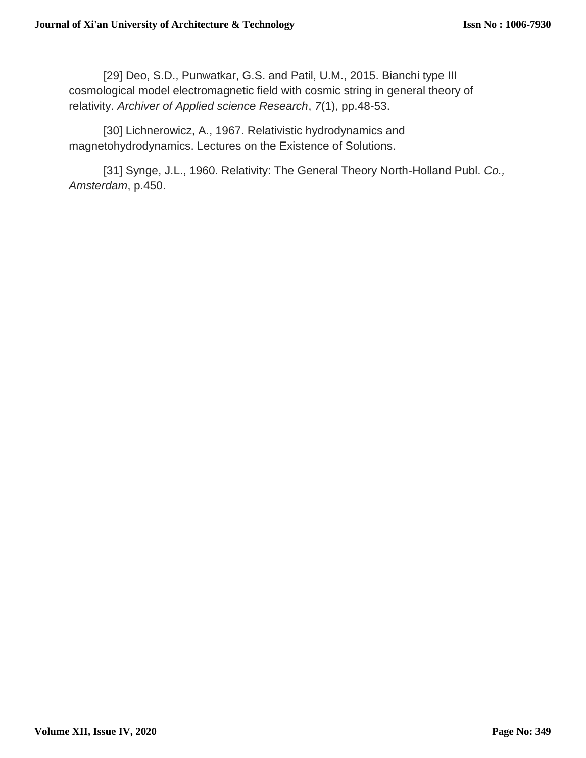[29] Deo, S.D., Punwatkar, G.S. and Patil, U.M., 2015. Bianchi type III cosmological model electromagnetic field with cosmic string in general theory of relativity. *Archiver of Applied science Research*, *7*(1), pp.48-53.

[30] Lichnerowicz, A., 1967. Relativistic hydrodynamics and magnetohydrodynamics. Lectures on the Existence of Solutions.

[31] Synge, J.L., 1960. Relativity: The General Theory North-Holland Publ. *Co., Amsterdam*, p.450.